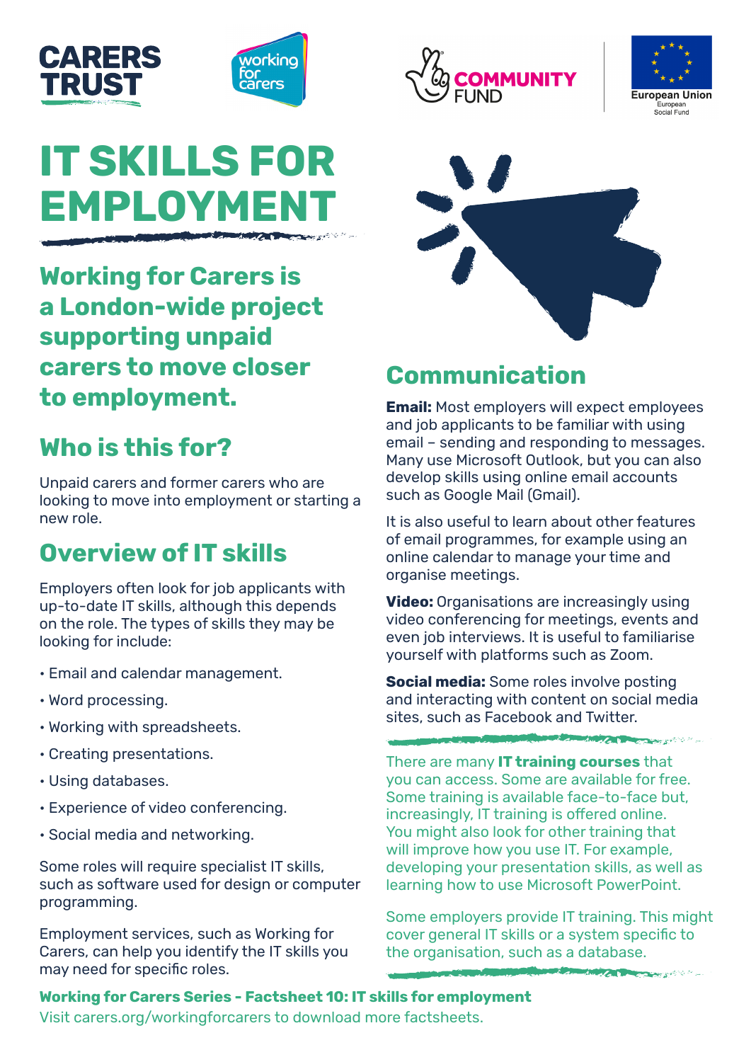# IT SKILLS FOR EMPLOYMENT

## Working for Carers is a London-wide project supporting unpaid carers to move closer to employment.

## Who is this for?

Unpaid carers and former carers who are looking to move into employment or starting a new role.

## Overview of IT skills

Employers often look for job applicants with up-to-date IT skills, although this depends on the role. The types of skills they may be looking for include:

- Email and calendar management.
- Word processing.
- Working with spreadsheets.
- Creating presentations.
- Using databases.
- Experience of video conferencing.
- Social media and networking.

Some roles will require specialist IT skills, such as software used for design or computer programming.

Employment services, such as Working for Carers, can help you identify the IT skills you may need for specific roles.

## Communication

**Email:** Most employers will expect employees and job applicants to be familiar with using email – sending and responding to messages. Many use Microsoft Outlook, but you can also develop skills using online email accounts such as Google Mail (Gmail).

It is also useful to learn about other features of email programmes, for example using an online calendar to manage your time and organise meetings.

**Video:** Organisations are increasingly using video conferencing for meetings, events and even job interviews. It is useful to familiarise yourself with platforms such as Zoom.

**Social media:** Some roles involve posting and interacting with content on social media sites, such as Facebook and Twitter.

There are many **IT training courses** that you can access. Some are available for free. Some training is available face-to-face but, increasingly, IT training is offered online. You might also look for other training that will improve how you use IT. For example, developing your presentation skills, as well as learning how to use Microsoft PowerPoint.

Some employers provide IT training. This might cover general IT skills or a system specific to the organisation, such as a database.

**Working for Carers Series - Factsheet 10: IT skills for employment**

Visit carers.org/workingforcarers to download more factsheets.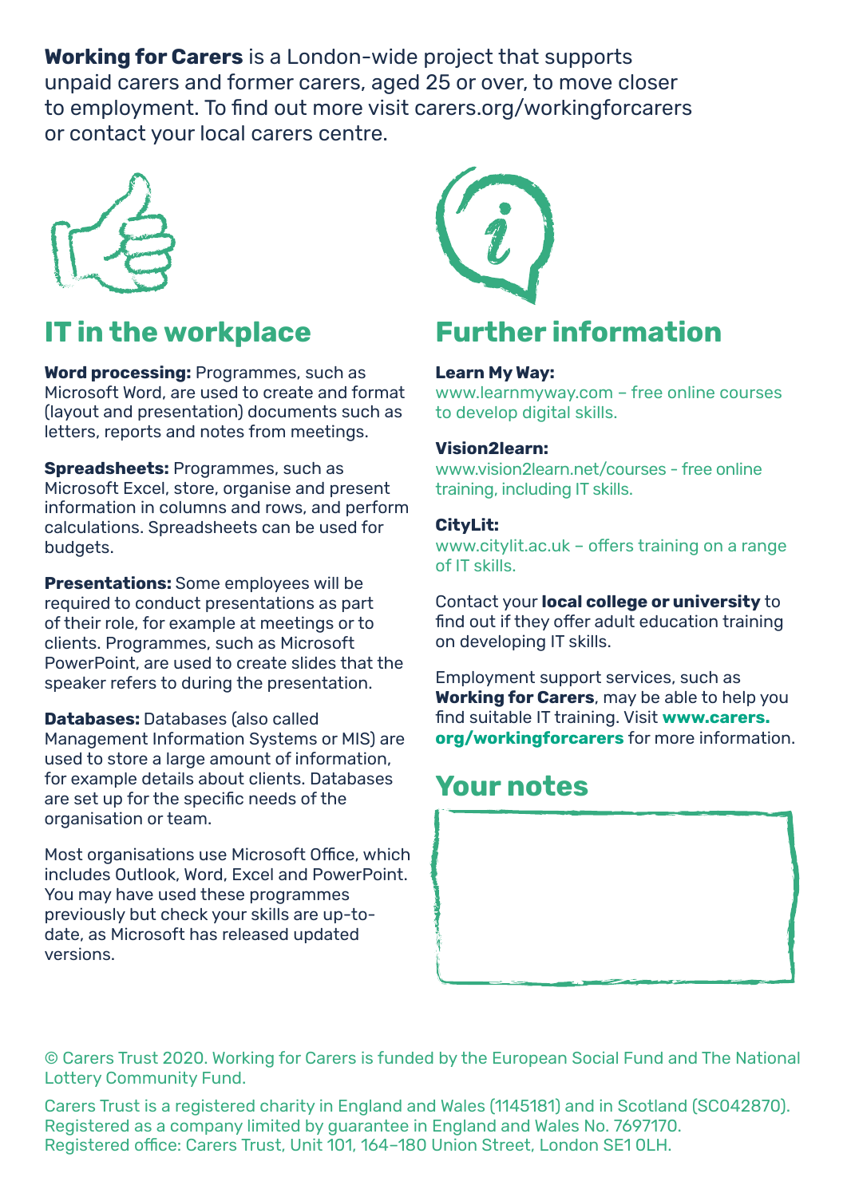**Working for Carers** is a London-wide project that supports unpaid carers and former carers, aged 25 or over, to move closer to employment. To find out more visit carers.org/workingforcarers or contact your local carers centre.

## IT in the workplace

**Word processing:** Programmes, such as Microsoft Word, are used to create and format (layout and presentation) documents such as letters, reports and notes from meetings.

**Spreadsheets:** Programmes, such as Microsoft Excel, store, organise and present information in columns and rows, and perform calculations. Spreadsheets can be used for budgets.

**Presentations:** Some employees will be required to conduct presentations as part of their role, for example at meetings or to clients. Programmes, such as Microsoft PowerPoint, are used to create slides that the speaker refers to during the presentation.

**Databases:** Databases (also called Management Information Systems or MIS) are used to store a large amount of information, for example details about clients. Databases are set up for the specific needs of the organisation or team.

Most organisations use Microsoft Office, which includes Outlook, Word, Excel and PowerPoint. You may have used these programmes previously but check your skills are up-to-date, as Microsoft has released updated versions.

## Further information

**Learn My Way:**
www.learnmyway.com – free online courses to develop digital skills.

**Vision2learn:**
www.vision2learn.net/courses - free online training, including IT skills.

**CityLit:**
www.citylit.ac.uk – offers training on a range of IT skills.

Contact your **local college or university** to find out if they offer adult education training on developing IT skills.

Employment support services, such as **Working for Carers**, may be able to help you find suitable IT training. Visit **www.carers.org/workingforcarers** for more information.

## Your notes

© Carers Trust 2020. Working for Carers is funded by the European Social Fund and The National Lottery Community Fund.

Carers Trust is a registered charity in England and Wales (1145181) and in Scotland (SC042870). Registered as a company limited by guarantee in England and Wales No. 7697170. Registered office: Carers Trust, Unit 101, 164–180 Union Street, London SE1 0LH.